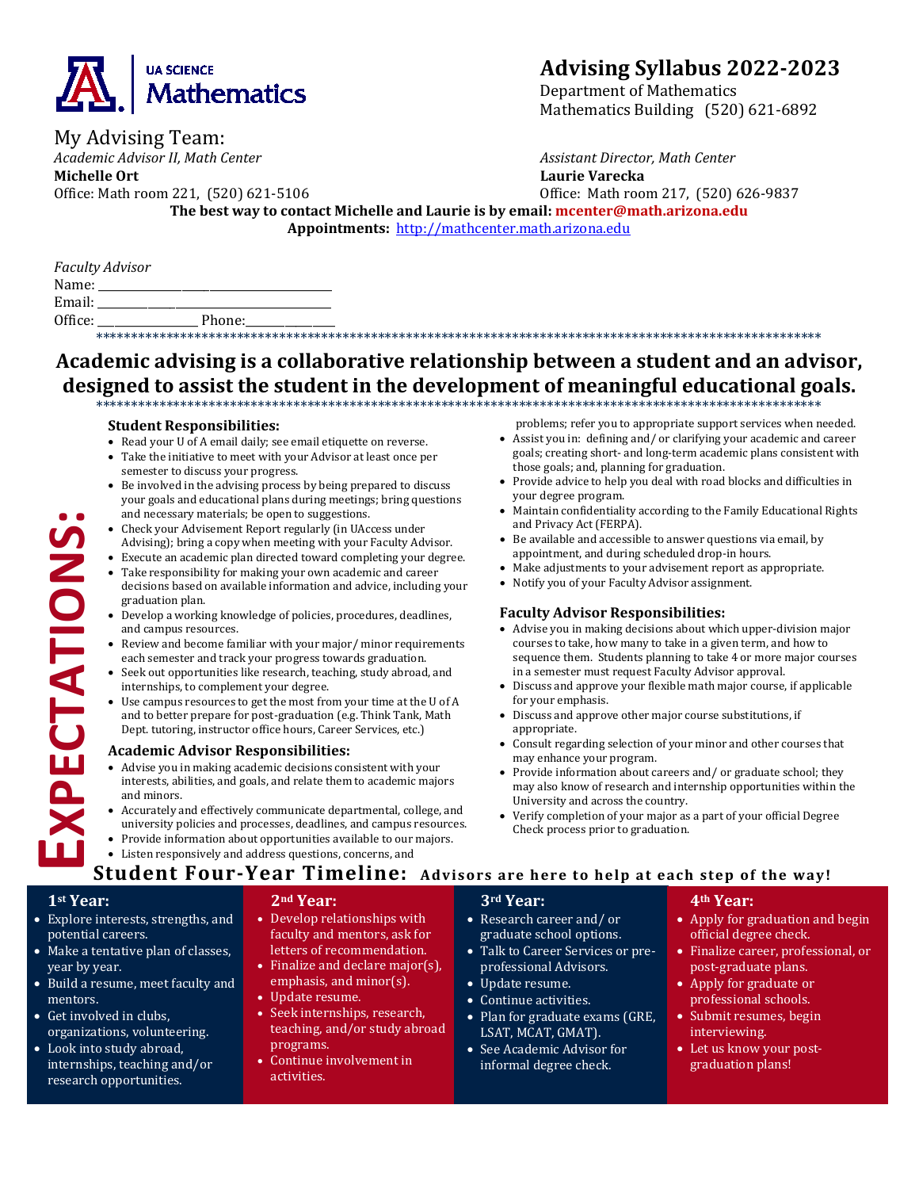UA SCIENCE
Mathematics

# Advising Syllabus 2022-2023

Department of Mathematics
Mathematics Building (520) 621-6892

## My Advising Team:

*Academic Advisor II, Math Center*
**Michelle Ort**
Office: Math room 221, (520) 621-5106

*Assistant Director, Math Center*
**Laurie Varecka**
Office: Math room 217, (520) 626-9837

**The best way to contact Michelle and Laurie is by email: mcenter@math.arizona.edu**
**Appointments:** http://mathcenter.math.arizona.edu

*Faculty Advisor*
Name: ______________________________
Email: ______________________________
Office: ____________ Phone:___________

**Academic advising is a collaborative relationship between a student and an advisor, designed to assist the student in the development of meaningful educational goals.**

# EXPECTATIONS:

### Student Responsibilities:

- Read your U of A email daily; see email etiquette on reverse.
- Take the initiative to meet with your Advisor at least once per semester to discuss your progress.
- Be involved in the advising process by being prepared to discuss your goals and educational plans during meetings; bring questions and necessary materials; be open to suggestions.
- Check your Advisement Report regularly (in UAccess under Advising); bring a copy when meeting with your Faculty Advisor.
- Execute an academic plan directed toward completing your degree.
- Take responsibility for making your own academic and career decisions based on available information and advice, including your graduation plan.
- Develop a working knowledge of policies, procedures, deadlines, and campus resources.
- Review and become familiar with your major/minor requirements each semester and track your progress towards graduation.
- Seek out opportunities like research, teaching, study abroad, and internships, to complement your degree.
- Use campus resources to get the most from your time at the U of A and to better prepare for post-graduation (e.g. Think Tank, Math Dept. tutoring, instructor office hours, Career Services, etc.)

### Academic Advisor Responsibilities:

- Advise you in making academic decisions consistent with your interests, abilities, and goals, and relate them to academic majors and minors.
- Accurately and effectively communicate departmental, college, and university policies and processes, deadlines, and campus resources.
- Provide information about opportunities available to our majors.
- Listen responsively and address questions, concerns, and problems; refer you to appropriate support services when needed.
- Assist you in: defining and/or clarifying your academic and career goals; creating short- and long-term academic plans consistent with those goals; and, planning for graduation.
- Provide advice to help you deal with road blocks and difficulties in your degree program.
- Maintain confidentiality according to the Family Educational Rights and Privacy Act (FERPA).
- Be available and accessible to answer questions via email, by appointment, and during scheduled drop-in hours.
- Make adjustments to your advisement report as appropriate.
- Notify you of your Faculty Advisor assignment.

### Faculty Advisor Responsibilities:

- Advise you in making decisions about which upper-division major courses to take, how many to take in a given term, and how to sequence them. Students planning to take 4 or more major courses in a semester must request Faculty Advisor approval.
- Discuss and approve your flexible math major course, if applicable for your emphasis.
- Discuss and approve other major course substitutions, if appropriate.
- Consult regarding selection of your minor and other courses that may enhance your program.
- Provide information about careers and/or graduate school; they may also know of research and internship opportunities within the University and across the country.
- Verify completion of your major as a part of your official Degree Check process prior to graduation.

## Student Four-Year Timeline: Advisors are here to help at each step of the way!

### 1st Year:

- Explore interests, strengths, and potential careers.
- Make a tentative plan of classes, year by year.
- Build a resume, meet faculty and mentors.
- Get involved in clubs, organizations, volunteering.
- Look into study abroad, internships, teaching and/or research opportunities.

### 2nd Year:

- Develop relationships with faculty and mentors, ask for letters of recommendation.
- Finalize and declare major(s), emphasis, and minor(s).
- Update resume.
- Seek internships, research, teaching, and/or study abroad programs.
- Continue involvement in activities.

### 3rd Year:

- Research career and/or graduate school options.
- Talk to Career Services or pre-professional Advisors.
- Update resume.
- Continue activities.
- Plan for graduate exams (GRE, LSAT, MCAT, GMAT).
- See Academic Advisor for informal degree check.

### 4th Year:

- Apply for graduation and begin official degree check.
- Finalize career, professional, or post-graduate plans.
- Apply for graduate or professional schools.
- Submit resumes, begin interviewing.
- Let us know your post-graduation plans!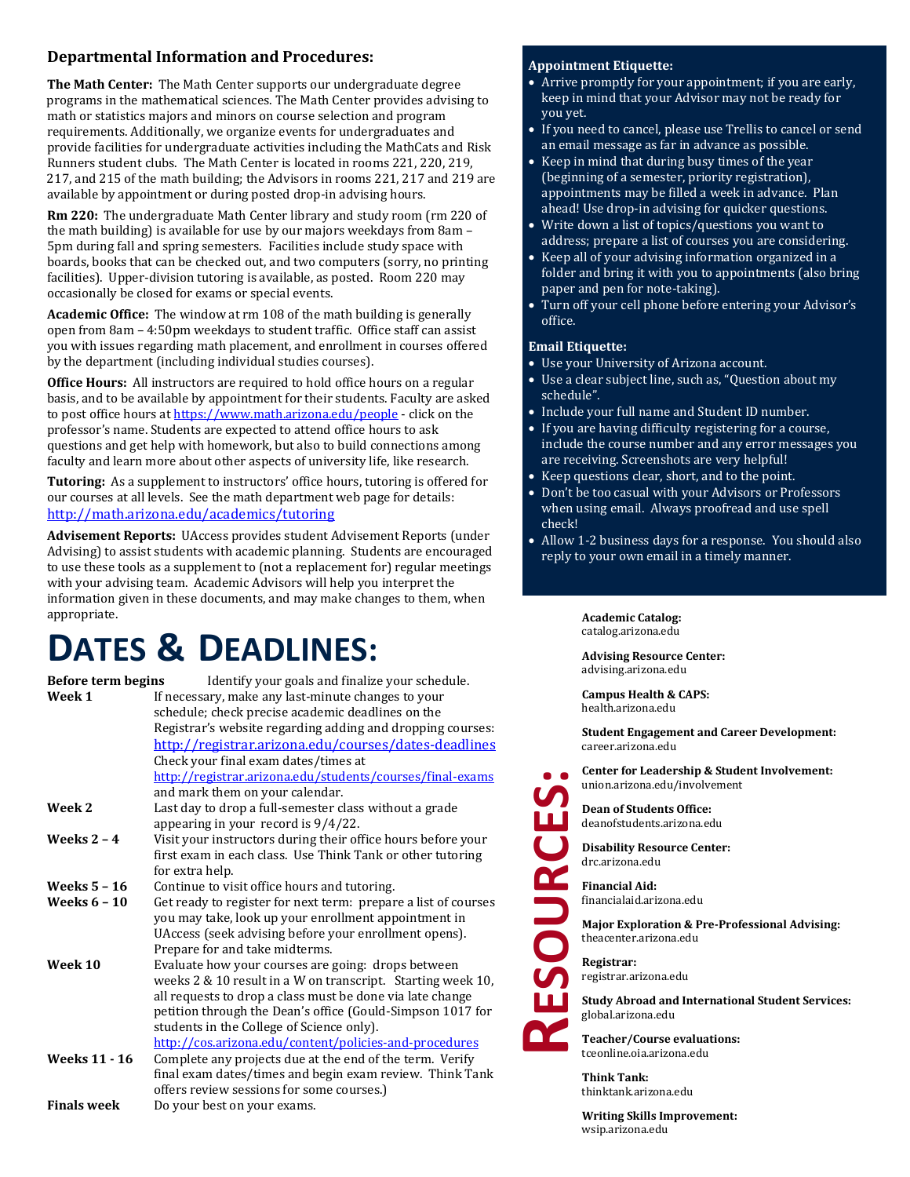## Departmental Information and Procedures:

**The Math Center:** The Math Center supports our undergraduate degree programs in the mathematical sciences. The Math Center provides advising to math or statistics majors and minors on course selection and program requirements. Additionally, we organize events for undergraduates and provide facilities for undergraduate activities including the MathCats and Risk Runners student clubs. The Math Center is located in rooms 221, 220, 219, 217, and 215 of the math building; the Advisors in rooms 221, 217 and 219 are available by appointment or during posted drop-in advising hours.

**Rm 220:** The undergraduate Math Center library and study room (rm 220 of the math building) is available for use by our majors weekdays from 8am – 5pm during fall and spring semesters. Facilities include study space with boards, books that can be checked out, and two computers (sorry, no printing facilities). Upper-division tutoring is available, as posted. Room 220 may occasionally be closed for exams or special events.

**Academic Office:** The window at rm 108 of the math building is generally open from 8am – 4:50pm weekdays to student traffic. Office staff can assist you with issues regarding math placement, and enrollment in courses offered by the department (including individual studies courses).

**Office Hours:** All instructors are required to hold office hours on a regular basis, and to be available by appointment for their students. Faculty are asked to post office hours at https://www.math.arizona.edu/people - click on the professor's name. Students are expected to attend office hours to ask questions and get help with homework, but also to build connections among faculty and learn more about other aspects of university life, like research.

**Tutoring:** As a supplement to instructors' office hours, tutoring is offered for our courses at all levels. See the math department web page for details: http://math.arizona.edu/academics/tutoring

**Advisement Reports:** UAccess provides student Advisement Reports (under Advising) to assist students with academic planning. Students are encouraged to use these tools as a supplement to (not a replacement for) regular meetings with your advising team. Academic Advisors will help you interpret the information given in these documents, and may make changes to them, when appropriate.

# DATES & DEADLINES:

| | |
|---|---|
| **Before term begins** | Identify your goals and finalize your schedule. |
| **Week 1** | If necessary, make any last-minute changes to your schedule; check precise academic deadlines on the Registrar's website regarding adding and dropping courses: http://registrar.arizona.edu/courses/dates-deadlines Check your final exam dates/times at http://registrar.arizona.edu/students/courses/final-exams and mark them on your calendar. |
| **Week 2** | Last day to drop a full-semester class without a grade appearing in your record is 9/4/22. |
| **Weeks 2 – 4** | Visit your instructors during their office hours before your first exam in each class. Use Think Tank or other tutoring for extra help. |
| **Weeks 5 – 16** | Continue to visit office hours and tutoring. |
| **Weeks 6 – 10** | Get ready to register for next term: prepare a list of courses you may take, look up your enrollment appointment in UAccess (seek advising before your enrollment opens). Prepare for and take midterms. |
| **Week 10** | Evaluate how your courses are going: drops between weeks 2 & 10 result in a W on transcript. Starting week 10, all requests to drop a class must be done via late change petition through the Dean's office (Gould-Simpson 1017 for students in the College of Science only). http://cos.arizona.edu/content/policies-and-procedures |
| **Weeks 11 - 16** | Complete any projects due at the end of the term. Verify final exam dates/times and begin exam review. Think Tank offers review sessions for some courses.) |
| **Finals week** | Do your best on your exams. |

### Appointment Etiquette:

- Arrive promptly for your appointment; if you are early, keep in mind that your Advisor may not be ready for you yet.
- If you need to cancel, please use Trellis to cancel or send an email message as far in advance as possible.
- Keep in mind that during busy times of the year (beginning of a semester, priority registration), appointments may be filled a week in advance. Plan ahead! Use drop-in advising for quicker questions.
- Write down a list of topics/questions you want to address; prepare a list of courses you are considering.
- Keep all of your advising information organized in a folder and bring it with you to appointments (also bring paper and pen for note-taking).
- Turn off your cell phone before entering your Advisor's office.

### Email Etiquette:

- Use your University of Arizona account.
- Use a clear subject line, such as, "Question about my schedule".
- Include your full name and Student ID number.
- If you are having difficulty registering for a course, include the course number and any error messages you are receiving. Screenshots are very helpful!
- Keep questions clear, short, and to the point.
- Don't be too casual with your Advisors or Professors when using email. Always proofread and use spell check!
- Allow 1-2 business days for a response. You should also reply to your own email in a timely manner.

# RESOURCES:

**Academic Catalog:**
catalog.arizona.edu

**Advising Resource Center:**
advising.arizona.edu

**Campus Health & CAPS:**
health.arizona.edu

**Student Engagement and Career Development:**
career.arizona.edu

**Center for Leadership & Student Involvement:**
union.arizona.edu/involvement

**Dean of Students Office:**
deanofstudents.arizona.edu

**Disability Resource Center:**
drc.arizona.edu

**Financial Aid:**
financialaid.arizona.edu

**Major Exploration & Pre-Professional Advising:**
theacenter.arizona.edu

**Registrar:**
registrar.arizona.edu

**Study Abroad and International Student Services:**
global.arizona.edu

**Teacher/Course evaluations:**
tceonline.oia.arizona.edu

**Think Tank:**
thinktank.arizona.edu

**Writing Skills Improvement:**
wsip.arizona.edu